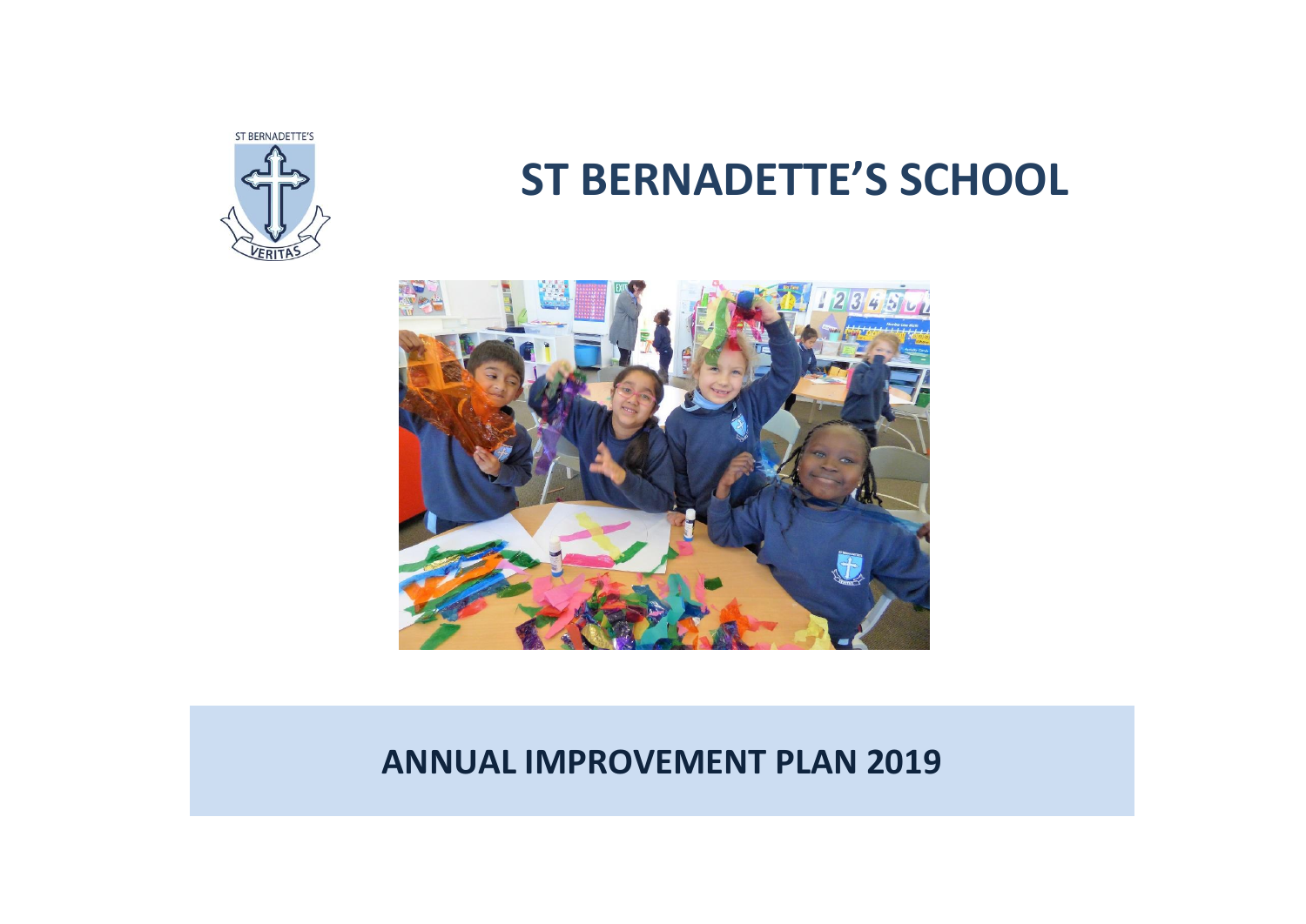ST BERNADETTE'S

VERITAS

# ST BERNADETTE'S SCHOOL

## ANNUAL IMPROVEMENT PLAN 2019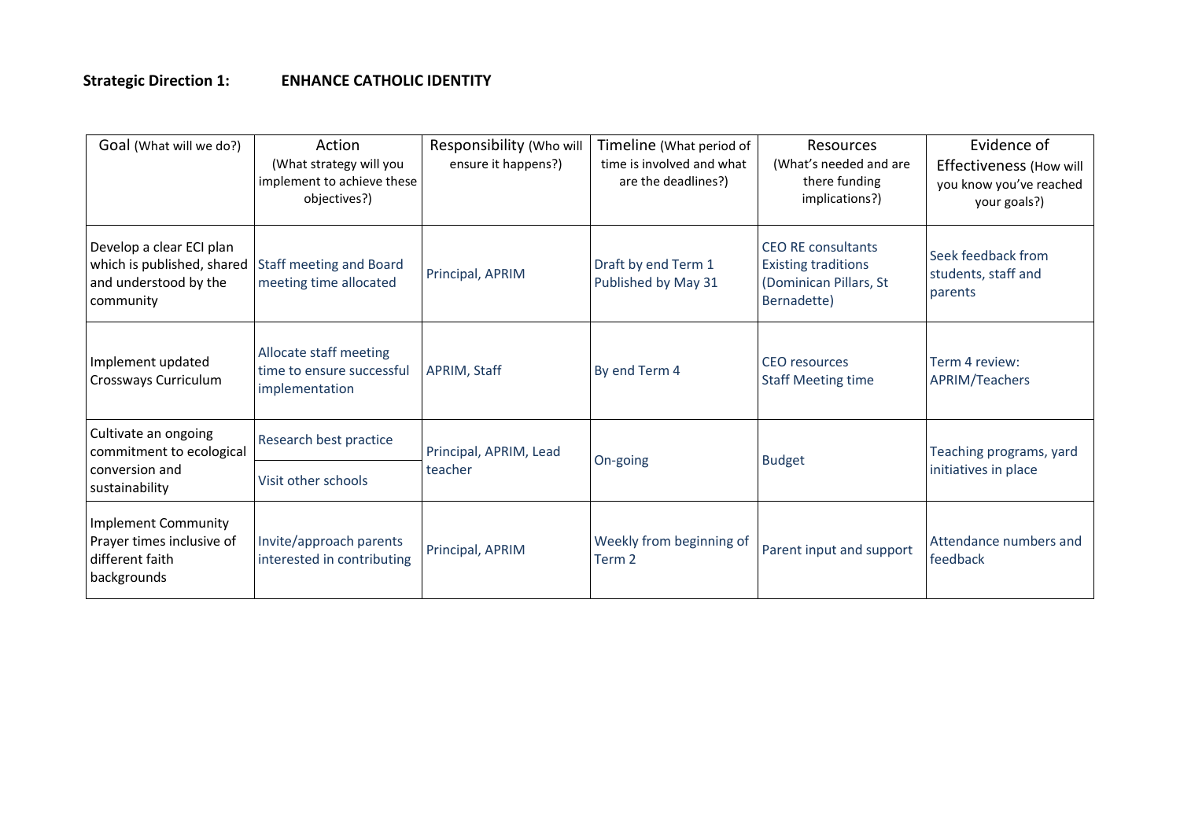**Strategic Direction 1: ENHANCE CATHOLIC IDENTITY**

| Goal (What will we do?) | Action (What strategy will you implement to achieve these objectives?) | Responsibility (Who will ensure it happens?) | Timeline (What period of time is involved and what are the deadlines?) | Resources (What's needed and are there funding implications?) | Evidence of Effectiveness (How will you know you've reached your goals?) |
|---|---|---|---|---|---|
| Develop a clear ECI plan which is published, shared and understood by the community | Staff meeting and Board meeting time allocated | Principal, APRIM | Draft by end Term 1<br>Published by May 31 | CEO RE consultants<br>Existing traditions (Dominican Pillars, St Bernadette) | Seek feedback from students, staff and parents |
| Implement updated Crossways Curriculum | Allocate staff meeting time to ensure successful implementation | APRIM, Staff | By end Term 4 | CEO resources<br>Staff Meeting time | Term 4 review: APRIM/Teachers |
| Cultivate an ongoing commitment to ecological conversion and sustainability | Research best practice<br>Visit other schools | Principal, APRIM, Lead teacher | On-going | Budget | Teaching programs, yard initiatives in place |
| Implement Community Prayer times inclusive of different faith backgrounds | Invite/approach parents interested in contributing | Principal, APRIM | Weekly from beginning of Term 2 | Parent input and support | Attendance numbers and feedback |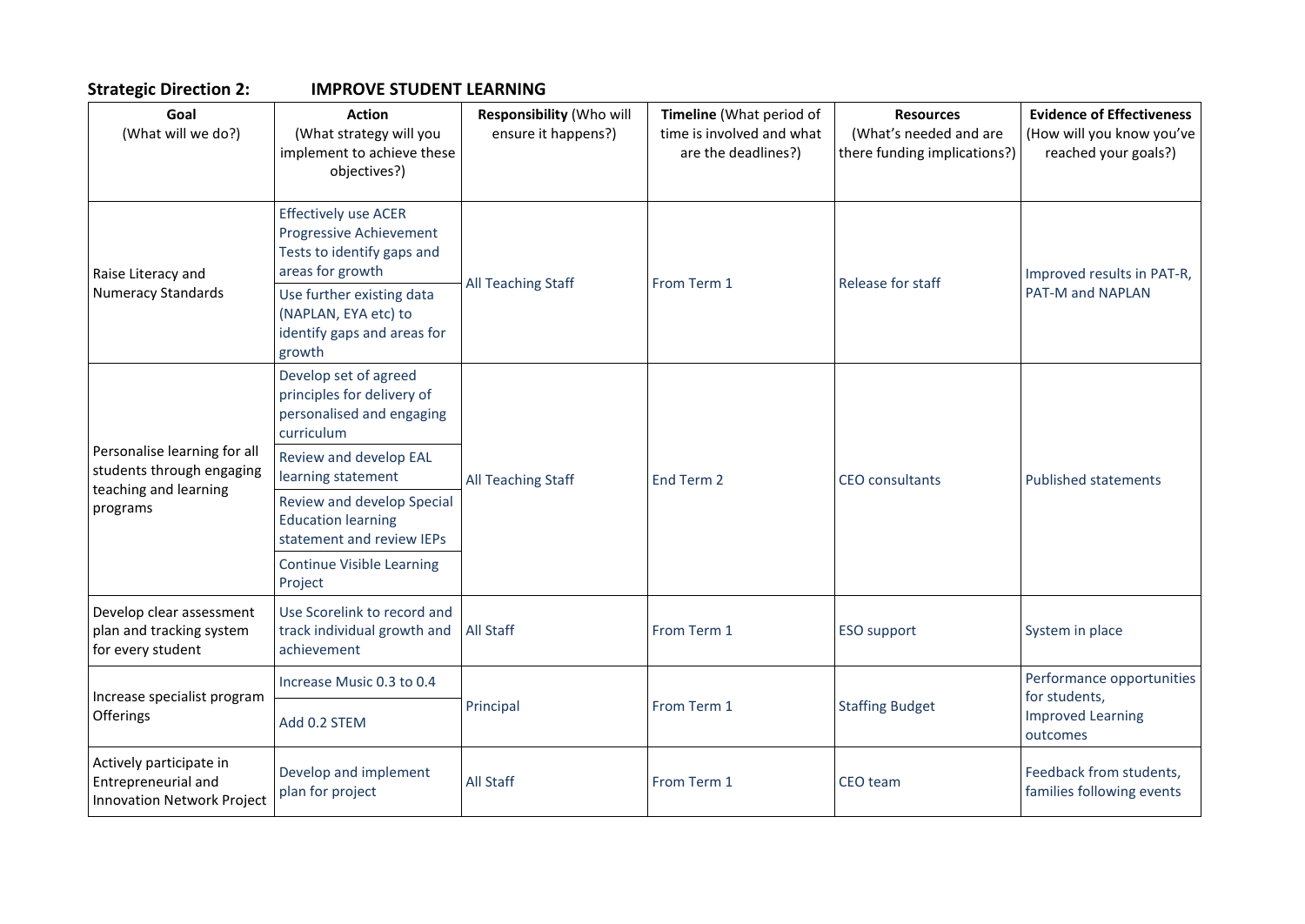**Strategic Direction 2: IMPROVE STUDENT LEARNING**

| Goal (What will we do?) | Action (What strategy will you implement to achieve these objectives?) | Responsibility (Who will ensure it happens?) | Timeline (What period of time is involved and what are the deadlines?) | Resources (What's needed and are there funding implications?) | Evidence of Effectiveness (How will you know you've reached your goals?) |
|---|---|---|---|---|---|
| Raise Literacy and Numeracy Standards | Effectively use ACER Progressive Achievement Tests to identify gaps and areas for growth | All Teaching Staff | From Term 1 | Release for staff | Improved results in PAT-R, PAT-M and NAPLAN |
| | Use further existing data (NAPLAN, EYA etc) to identify gaps and areas for growth | | | | |
| Personalise learning for all students through engaging teaching and learning programs | Develop set of agreed principles for delivery of personalised and engaging curriculum | All Teaching Staff | End Term 2 | CEO consultants | Published statements |
| | Review and develop EAL learning statement | | | | |
| | Review and develop Special Education learning statement and review IEPs | | | | |
| | Continue Visible Learning Project | | | | |
| Develop clear assessment plan and tracking system for every student | Use Scorelink to record and track individual growth and achievement | All Staff | From Term 1 | ESO support | System in place |
| Increase specialist program Offerings | Increase Music 0.3 to 0.4 | Principal | From Term 1 | Staffing Budget | Performance opportunities for students, Improved Learning outcomes |
| | Add 0.2 STEM | | | | |
| Actively participate in Entrepreneurial and Innovation Network Project | Develop and implement plan for project | All Staff | From Term 1 | CEO team | Feedback from students, families following events |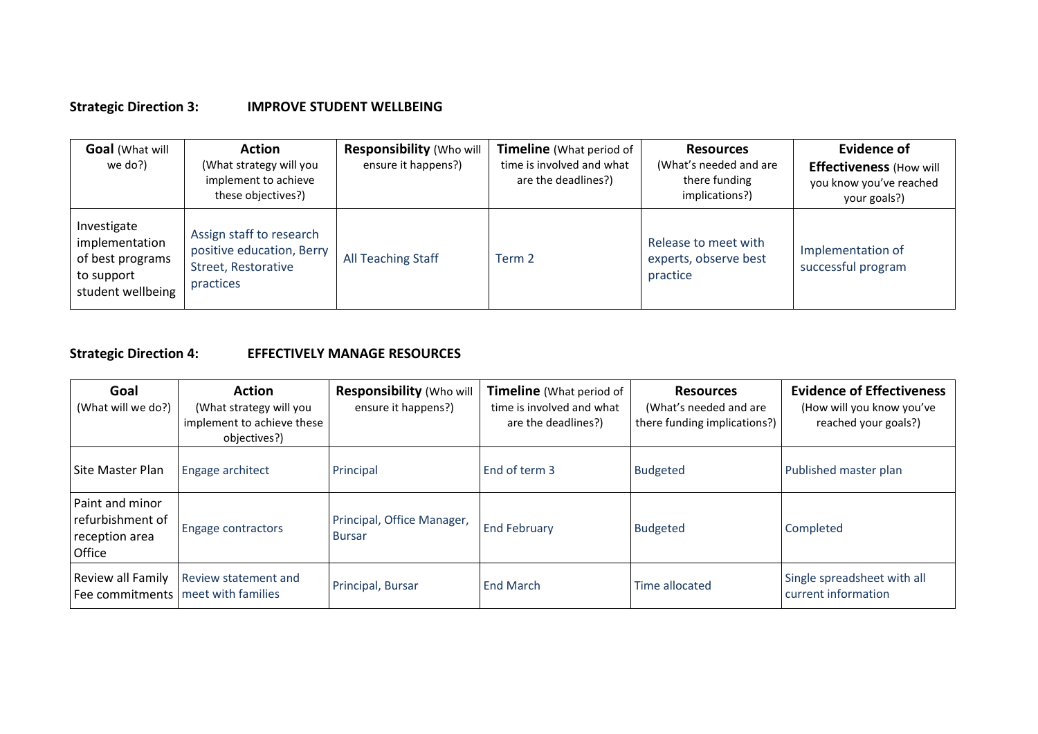**Strategic Direction 3: IMPROVE STUDENT WELLBEING**

| **Goal** (What will we do?) | **Action** (What strategy will you implement to achieve these objectives?) | **Responsibility** (Who will ensure it happens?) | **Timeline** (What period of time is involved and what are the deadlines?) | **Resources** (What's needed and are there funding implications?) | **Evidence of Effectiveness** (How will you know you've reached your goals?) |
|---|---|---|---|---|---|
| Investigate implementation of best programs to support student wellbeing | Assign staff to research positive education, Berry Street, Restorative practices | All Teaching Staff | Term 2 | Release to meet with experts, observe best practice | Implementation of successful program |

**Strategic Direction 4: EFFECTIVELY MANAGE RESOURCES**

| **Goal** (What will we do?) | **Action** (What strategy will you implement to achieve these objectives?) | **Responsibility** (Who will ensure it happens?) | **Timeline** (What period of time is involved and what are the deadlines?) | **Resources** (What's needed and are there funding implications?) | **Evidence of Effectiveness** (How will you know you've reached your goals?) |
|---|---|---|---|---|---|
| Site Master Plan | Engage architect | Principal | End of term 3 | Budgeted | Published master plan |
| Paint and minor refurbishment of reception area Office | Engage contractors | Principal, Office Manager, Bursar | End February | Budgeted | Completed |
| Review all Family Fee commitments | Review statement and meet with families | Principal, Bursar | End March | Time allocated | Single spreadsheet with all current information |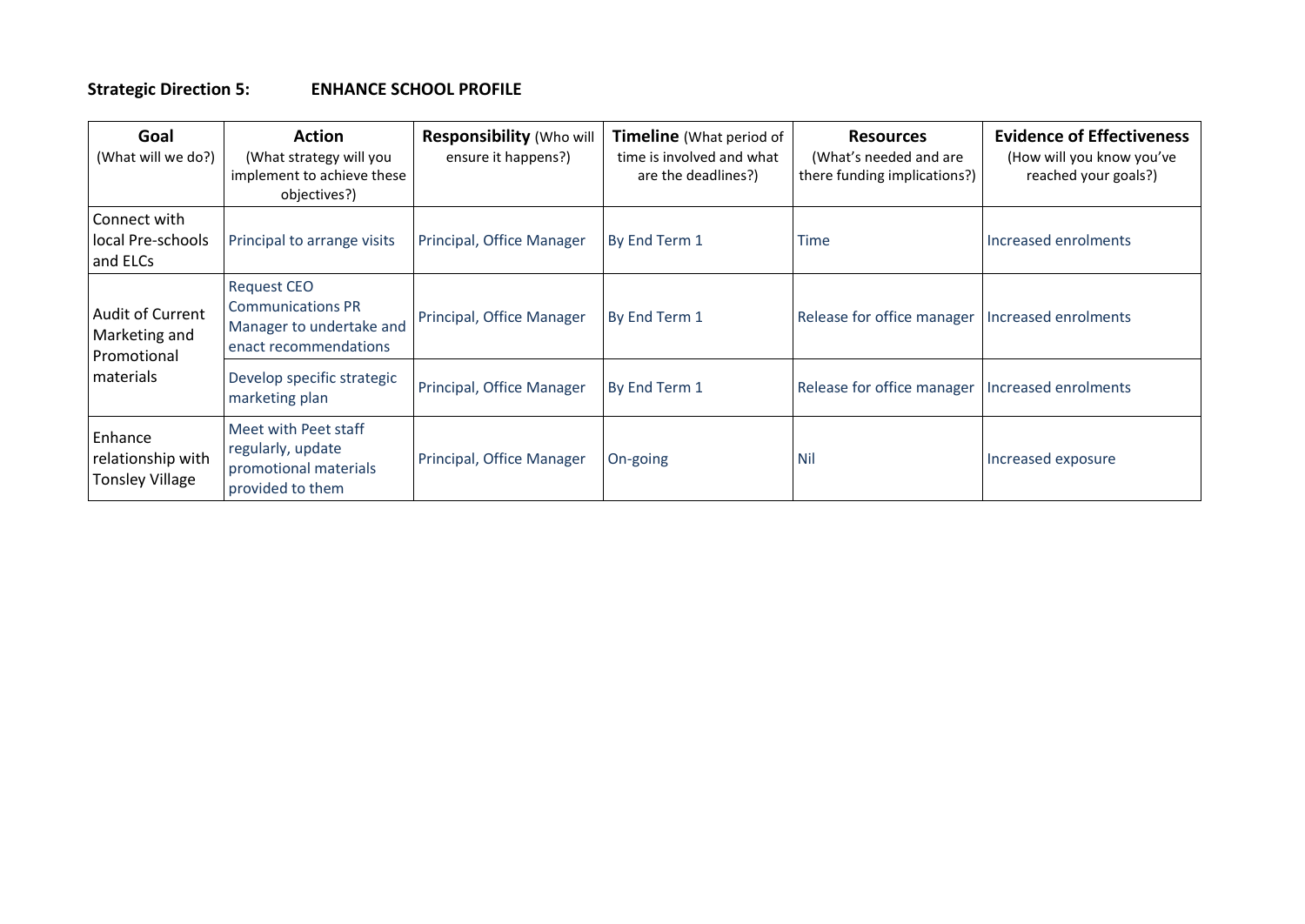**Strategic Direction 5:** **ENHANCE SCHOOL PROFILE**

| **Goal** (What will we do?) | **Action** (What strategy will you implement to achieve these objectives?) | **Responsibility** (Who will ensure it happens?) | **Timeline** (What period of time is involved and what are the deadlines?) | **Resources** (What's needed and are there funding implications?) | **Evidence of Effectiveness** (How will you know you've reached your goals?) |
|---|---|---|---|---|---|
| Connect with local Pre-schools and ELCs | Principal to arrange visits | Principal, Office Manager | By End Term 1 | Time | Increased enrolments |
| Audit of Current Marketing and Promotional materials | Request CEO Communications PR Manager to undertake and enact recommendations | Principal, Office Manager | By End Term 1 | Release for office manager | Increased enrolments |
| | Develop specific strategic marketing plan | Principal, Office Manager | By End Term 1 | Release for office manager | Increased enrolments |
| Enhance relationship with Tonsley Village | Meet with Peet staff regularly, update promotional materials provided to them | Principal, Office Manager | On-going | Nil | Increased exposure |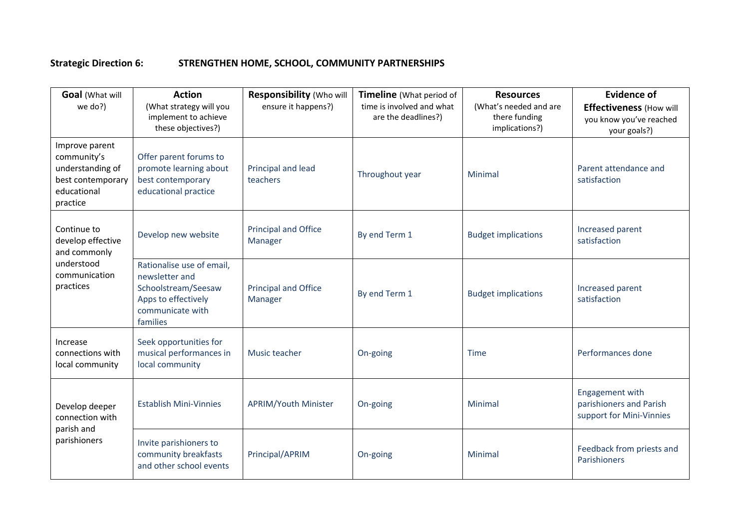**Strategic Direction 6:** **STRENGTHEN HOME, SCHOOL, COMMUNITY PARTNERSHIPS**

| **Goal** (What will we do?) | **Action** (What strategy will you implement to achieve these objectives?) | **Responsibility** (Who will ensure it happens?) | **Timeline** (What period of time is involved and what are the deadlines?) | **Resources** (What's needed and are there funding implications?) | **Evidence of Effectiveness** (How will you know you've reached your goals?) |
|---|---|---|---|---|---|
| Improve parent community's understanding of best contemporary educational practice | Offer parent forums to promote learning about best contemporary educational practice | Principal and lead teachers | Throughout year | Minimal | Parent attendance and satisfaction |
| Continue to develop effective and commonly understood communication practices | Develop new website | Principal and Office Manager | By end Term 1 | Budget implications | Increased parent satisfaction |
| | Rationalise use of email, newsletter and Schoolstream/Seesaw Apps to effectively communicate with families | Principal and Office Manager | By end Term 1 | Budget implications | Increased parent satisfaction |
| Increase connections with local community | Seek opportunities for musical performances in local community | Music teacher | On-going | Time | Performances done |
| Develop deeper connection with parish and parishioners | Establish Mini-Vinnies | APRIM/Youth Minister | On-going | Minimal | Engagement with parishioners and Parish support for Mini-Vinnies |
| | Invite parishioners to community breakfasts and other school events | Principal/APRIM | On-going | Minimal | Feedback from priests and Parishioners |